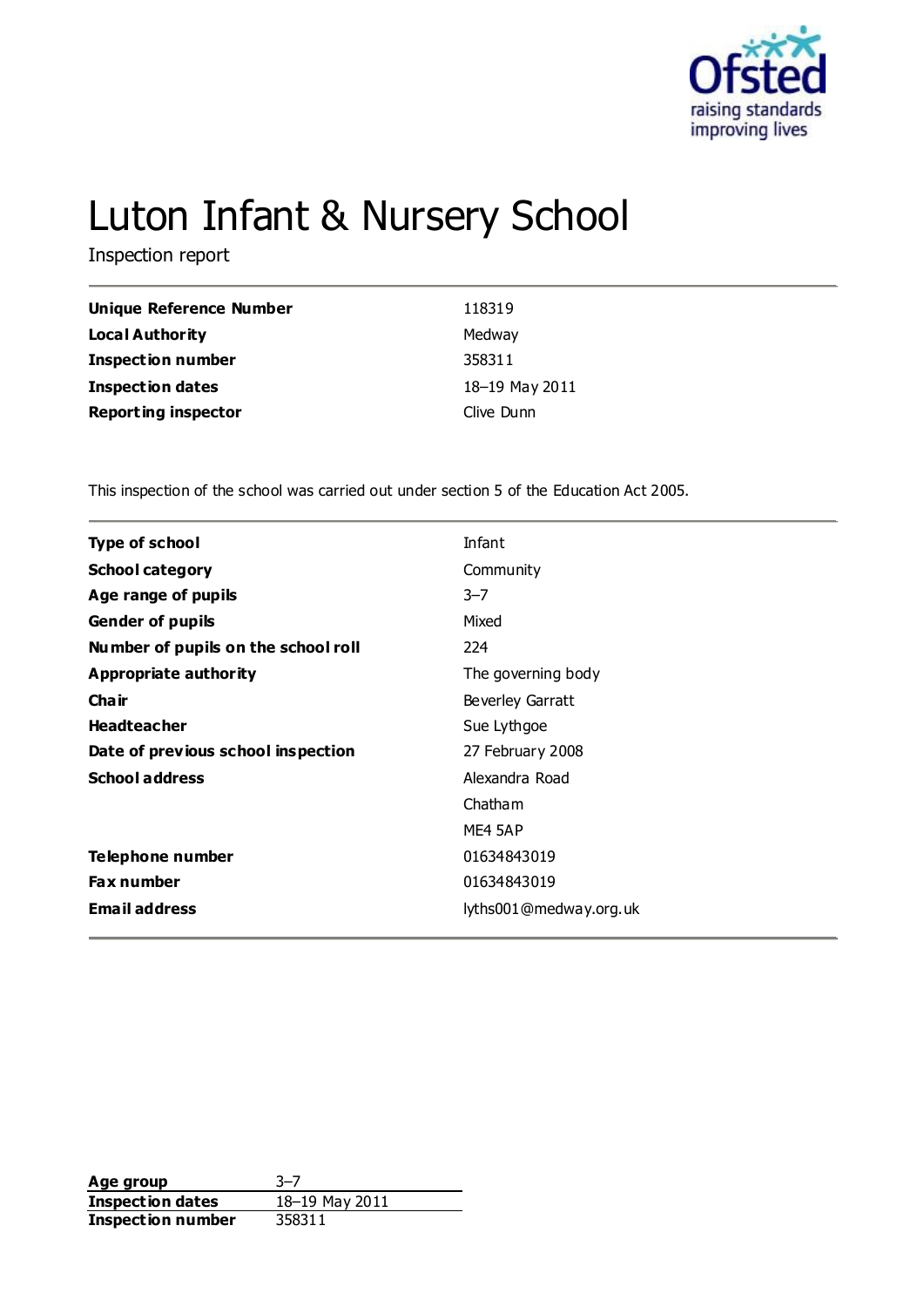# Luton Infant & Nursery School

Inspection report

| | |
|---|---|
| **Unique Reference Number** | 118319 |
| **Local Authority** | Medway |
| **Inspection number** | 358311 |
| **Inspection dates** | 18–19 May 2011 |
| **Reporting inspector** | Clive Dunn |

This inspection of the school was carried out under section 5 of the Education Act 2005.

| | |
|---|---|
| **Type of school** | Infant |
| **School category** | Community |
| **Age range of pupils** | 3–7 |
| **Gender of pupils** | Mixed |
| **Number of pupils on the school roll** | 224 |
| **Appropriate authority** | The governing body |
| **Chair** | Beverley Garratt |
| **Headteacher** | Sue Lythgoe |
| **Date of previous school inspection** | 27 February 2008 |
| **School address** | Alexandra Road<br>Chatham<br>ME4 5AP |
| **Telephone number** | 01634843019 |
| **Fax number** | 01634843019 |
| **Email address** | lyths001@medway.org.uk |

| | |
|---|---|
| **Age group** | 3–7 |
| **Inspection dates** | 18–19 May 2011 |
| **Inspection number** | 358311 |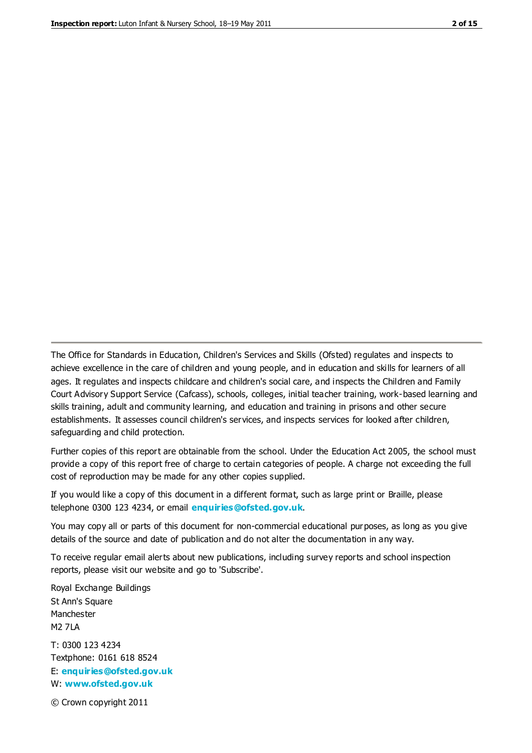The Office for Standards in Education, Children's Services and Skills (Ofsted) regulates and inspects to achieve excellence in the care of children and young people, and in education and skills for learners of all ages. It regulates and inspects childcare and children's social care, and inspects the Children and Family Court Advisory Support Service (Cafcass), schools, colleges, initial teacher training, work-based learning and skills training, adult and community learning, and education and training in prisons and other secure establishments. It assesses council children's services, and inspects services for looked after children, safeguarding and child protection.

Further copies of this report are obtainable from the school. Under the Education Act 2005, the school must provide a copy of this report free of charge to certain categories of people. A charge not exceeding the full cost of reproduction may be made for any other copies supplied.

If you would like a copy of this document in a different format, such as large print or Braille, please telephone 0300 123 4234, or email **enquiries@ofsted.gov.uk**.

You may copy all or parts of this document for non-commercial educational purposes, as long as you give details of the source and date of publication and do not alter the documentation in any way.

To receive regular email alerts about new publications, including survey reports and school inspection reports, please visit our website and go to 'Subscribe'.

Royal Exchange Buildings
St Ann's Square
Manchester
M2 7LA

T: 0300 123 4234
Textphone: 0161 618 8524
E: **enquiries@ofsted.gov.uk**
W: **www.ofsted.gov.uk**

© Crown copyright 2011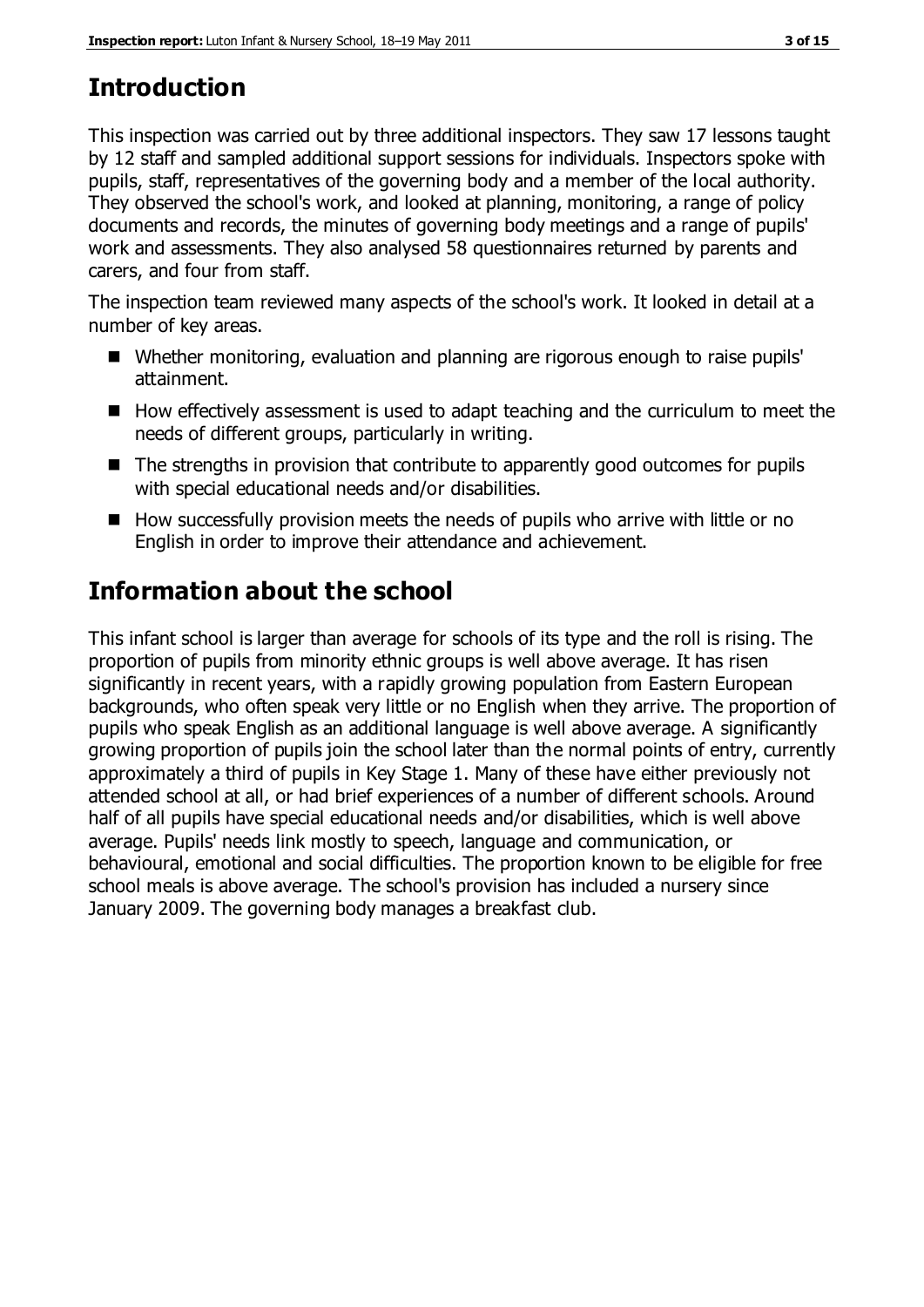## Introduction

This inspection was carried out by three additional inspectors. They saw 17 lessons taught by 12 staff and sampled additional support sessions for individuals. Inspectors spoke with pupils, staff, representatives of the governing body and a member of the local authority. They observed the school's work, and looked at planning, monitoring, a range of policy documents and records, the minutes of governing body meetings and a range of pupils' work and assessments. They also analysed 58 questionnaires returned by parents and carers, and four from staff.

The inspection team reviewed many aspects of the school's work. It looked in detail at a number of key areas.

- Whether monitoring, evaluation and planning are rigorous enough to raise pupils' attainment.
- How effectively assessment is used to adapt teaching and the curriculum to meet the needs of different groups, particularly in writing.
- The strengths in provision that contribute to apparently good outcomes for pupils with special educational needs and/or disabilities.
- How successfully provision meets the needs of pupils who arrive with little or no English in order to improve their attendance and achievement.

## Information about the school

This infant school is larger than average for schools of its type and the roll is rising. The proportion of pupils from minority ethnic groups is well above average. It has risen significantly in recent years, with a rapidly growing population from Eastern European backgrounds, who often speak very little or no English when they arrive. The proportion of pupils who speak English as an additional language is well above average. A significantly growing proportion of pupils join the school later than the normal points of entry, currently approximately a third of pupils in Key Stage 1. Many of these have either previously not attended school at all, or had brief experiences of a number of different schools. Around half of all pupils have special educational needs and/or disabilities, which is well above average. Pupils' needs link mostly to speech, language and communication, or behavioural, emotional and social difficulties. The proportion known to be eligible for free school meals is above average. The school's provision has included a nursery since January 2009. The governing body manages a breakfast club.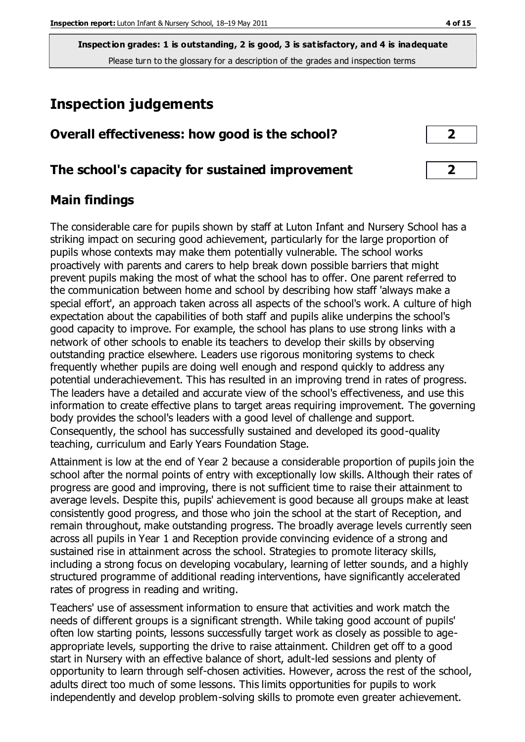**Inspection grades: 1 is outstanding, 2 is good, 3 is satisfactory, and 4 is inadequate**
Please turn to the glossary for a description of the grades and inspection terms

# Inspection judgements

## Overall effectiveness: how good is the school? | 2

## The school's capacity for sustained improvement | 2

## Main findings

The considerable care for pupils shown by staff at Luton Infant and Nursery School has a striking impact on securing good achievement, particularly for the large proportion of pupils whose contexts may make them potentially vulnerable. The school works proactively with parents and carers to help break down possible barriers that might prevent pupils making the most of what the school has to offer. One parent referred to the communication between home and school by describing how staff 'always make a special effort', an approach taken across all aspects of the school's work. A culture of high expectation about the capabilities of both staff and pupils alike underpins the school's good capacity to improve. For example, the school has plans to use strong links with a network of other schools to enable its teachers to develop their skills by observing outstanding practice elsewhere. Leaders use rigorous monitoring systems to check frequently whether pupils are doing well enough and respond quickly to address any potential underachievement. This has resulted in an improving trend in rates of progress. The leaders have a detailed and accurate view of the school's effectiveness, and use this information to create effective plans to target areas requiring improvement. The governing body provides the school's leaders with a good level of challenge and support. Consequently, the school has successfully sustained and developed its good-quality teaching, curriculum and Early Years Foundation Stage.

Attainment is low at the end of Year 2 because a considerable proportion of pupils join the school after the normal points of entry with exceptionally low skills. Although their rates of progress are good and improving, there is not sufficient time to raise their attainment to average levels. Despite this, pupils' achievement is good because all groups make at least consistently good progress, and those who join the school at the start of Reception, and remain throughout, make outstanding progress. The broadly average levels currently seen across all pupils in Year 1 and Reception provide convincing evidence of a strong and sustained rise in attainment across the school. Strategies to promote literacy skills, including a strong focus on developing vocabulary, learning of letter sounds, and a highly structured programme of additional reading interventions, have significantly accelerated rates of progress in reading and writing.

Teachers' use of assessment information to ensure that activities and work match the needs of different groups is a significant strength. While taking good account of pupils' often low starting points, lessons successfully target work as closely as possible to age-appropriate levels, supporting the drive to raise attainment. Children get off to a good start in Nursery with an effective balance of short, adult-led sessions and plenty of opportunity to learn through self-chosen activities. However, across the rest of the school, adults direct too much of some lessons. This limits opportunities for pupils to work independently and develop problem-solving skills to promote even greater achievement.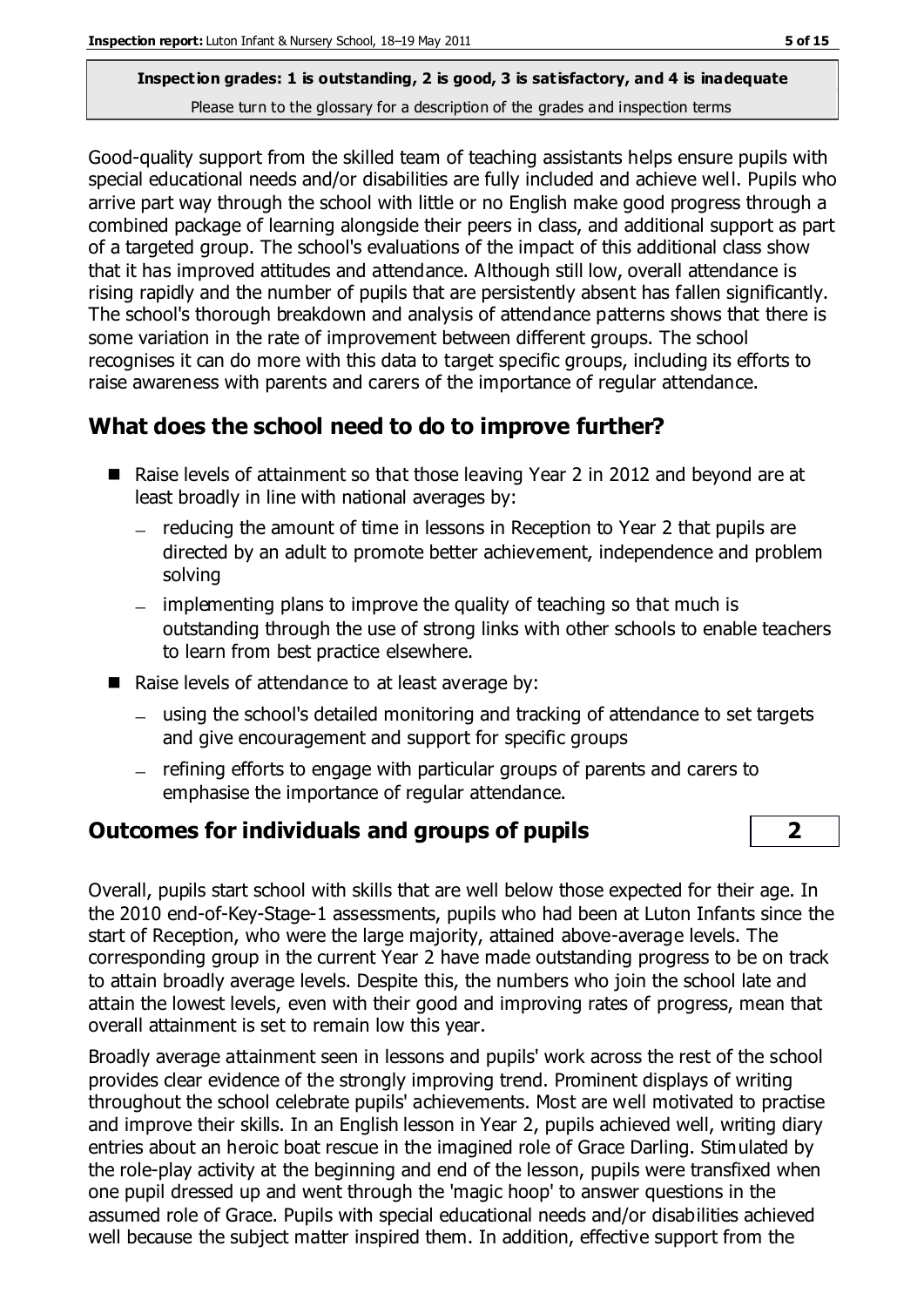**Inspection grades: 1 is outstanding, 2 is good, 3 is satisfactory, and 4 is inadequate**
Please turn to the glossary for a description of the grades and inspection terms

Good-quality support from the skilled team of teaching assistants helps ensure pupils with special educational needs and/or disabilities are fully included and achieve well. Pupils who arrive part way through the school with little or no English make good progress through a combined package of learning alongside their peers in class, and additional support as part of a targeted group. The school's evaluations of the impact of this additional class show that it has improved attitudes and attendance. Although still low, overall attendance is rising rapidly and the number of pupils that are persistently absent has fallen significantly. The school's thorough breakdown and analysis of attendance patterns shows that there is some variation in the rate of improvement between different groups. The school recognises it can do more with this data to target specific groups, including its efforts to raise awareness with parents and carers of the importance of regular attendance.

## What does the school need to do to improve further?

- Raise levels of attainment so that those leaving Year 2 in 2012 and beyond are at least broadly in line with national averages by:
  - reducing the amount of time in lessons in Reception to Year 2 that pupils are directed by an adult to promote better achievement, independence and problem solving
  - implementing plans to improve the quality of teaching so that much is outstanding through the use of strong links with other schools to enable teachers to learn from best practice elsewhere.
- Raise levels of attendance to at least average by:
  - using the school's detailed monitoring and tracking of attendance to set targets and give encouragement and support for specific groups
  - refining efforts to engage with particular groups of parents and carers to emphasise the importance of regular attendance.

## Outcomes for individuals and groups of pupils — 2

Overall, pupils start school with skills that are well below those expected for their age. In the 2010 end-of-Key-Stage-1 assessments, pupils who had been at Luton Infants since the start of Reception, who were the large majority, attained above-average levels. The corresponding group in the current Year 2 have made outstanding progress to be on track to attain broadly average levels. Despite this, the numbers who join the school late and attain the lowest levels, even with their good and improving rates of progress, mean that overall attainment is set to remain low this year.

Broadly average attainment seen in lessons and pupils' work across the rest of the school provides clear evidence of the strongly improving trend. Prominent displays of writing throughout the school celebrate pupils' achievements. Most are well motivated to practise and improve their skills. In an English lesson in Year 2, pupils achieved well, writing diary entries about an heroic boat rescue in the imagined role of Grace Darling. Stimulated by the role-play activity at the beginning and end of the lesson, pupils were transfixed when one pupil dressed up and went through the 'magic hoop' to answer questions in the assumed role of Grace. Pupils with special educational needs and/or disabilities achieved well because the subject matter inspired them. In addition, effective support from the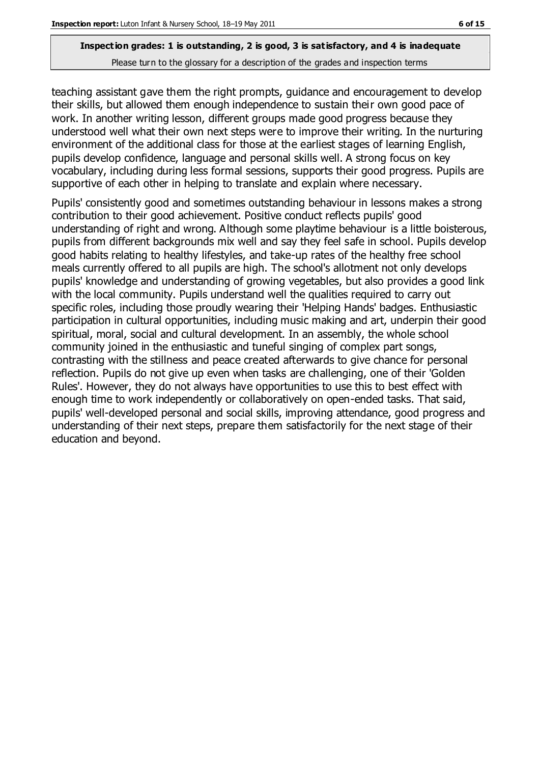teaching assistant gave them the right prompts, guidance and encouragement to develop their skills, but allowed them enough independence to sustain their own good pace of work. In another writing lesson, different groups made good progress because they understood well what their own next steps were to improve their writing. In the nurturing environment of the additional class for those at the earliest stages of learning English, pupils develop confidence, language and personal skills well. A strong focus on key vocabulary, including during less formal sessions, supports their good progress. Pupils are supportive of each other in helping to translate and explain where necessary.

Pupils' consistently good and sometimes outstanding behaviour in lessons makes a strong contribution to their good achievement. Positive conduct reflects pupils' good understanding of right and wrong. Although some playtime behaviour is a little boisterous, pupils from different backgrounds mix well and say they feel safe in school. Pupils develop good habits relating to healthy lifestyles, and take-up rates of the healthy free school meals currently offered to all pupils are high. The school's allotment not only develops pupils' knowledge and understanding of growing vegetables, but also provides a good link with the local community. Pupils understand well the qualities required to carry out specific roles, including those proudly wearing their 'Helping Hands' badges. Enthusiastic participation in cultural opportunities, including music making and art, underpin their good spiritual, moral, social and cultural development. In an assembly, the whole school community joined in the enthusiastic and tuneful singing of complex part songs, contrasting with the stillness and peace created afterwards to give chance for personal reflection. Pupils do not give up even when tasks are challenging, one of their 'Golden Rules'. However, they do not always have opportunities to use this to best effect with enough time to work independently or collaboratively on open-ended tasks. That said, pupils' well-developed personal and social skills, improving attendance, good progress and understanding of their next steps, prepare them satisfactorily for the next stage of their education and beyond.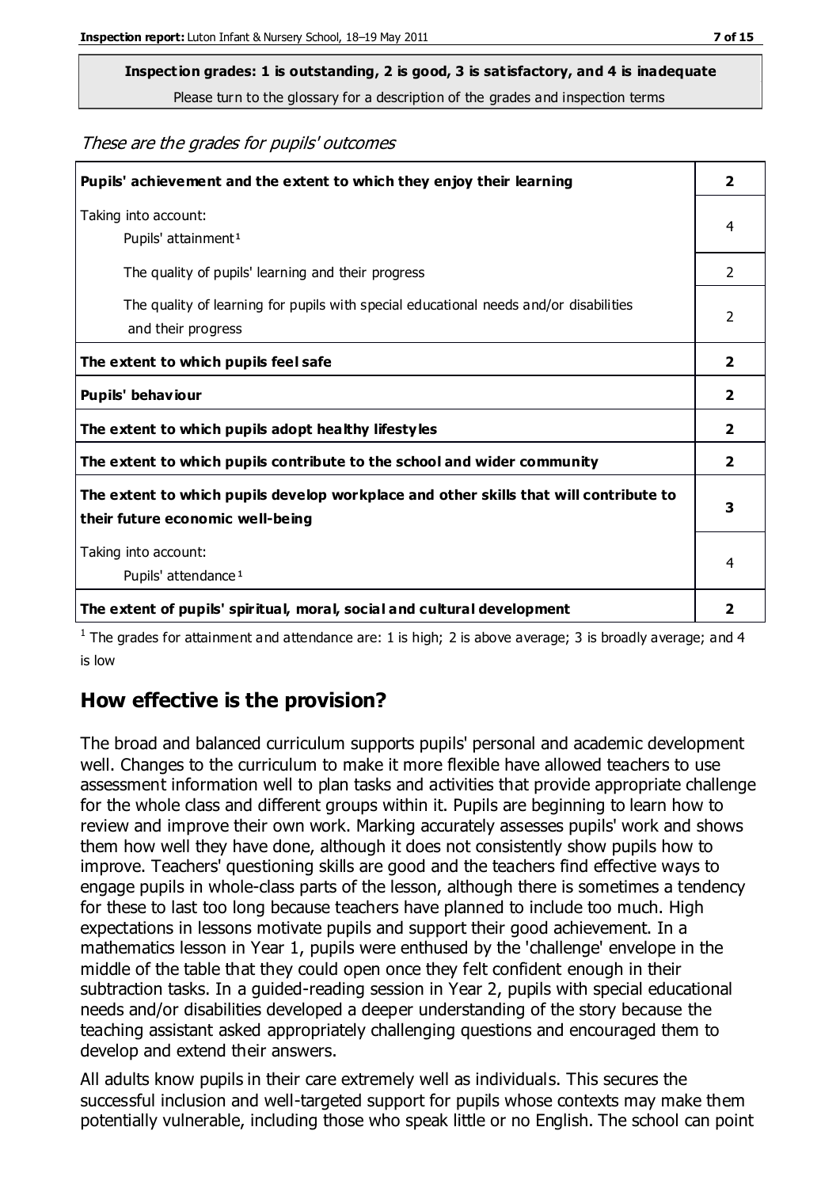**Inspection grades: 1 is outstanding, 2 is good, 3 is satisfactory, and 4 is inadequate**
Please turn to the glossary for a description of the grades and inspection terms

*These are the grades for pupils' outcomes*

| | |
|---|---|
| **Pupils' achievement and the extent to which they enjoy their learning** | **2** |
| Taking into account: Pupils' attainment[1] | 4 |
| The quality of pupils' learning and their progress | 2 |
| The quality of learning for pupils with special educational needs and/or disabilities and their progress | 2 |
| **The extent to which pupils feel safe** | **2** |
| **Pupils' behaviour** | **2** |
| **The extent to which pupils adopt healthy lifestyles** | **2** |
| **The extent to which pupils contribute to the school and wider community** | **2** |
| **The extent to which pupils develop workplace and other skills that will contribute to their future economic well-being** | **3** |
| Taking into account: Pupils' attendance[1] | 4 |
| **The extent of pupils' spiritual, moral, social and cultural development** | **2** |

[1] The grades for attainment and attendance are: 1 is high; 2 is above average; 3 is broadly average; and 4 is low

## How effective is the provision?

The broad and balanced curriculum supports pupils' personal and academic development well. Changes to the curriculum to make it more flexible have allowed teachers to use assessment information well to plan tasks and activities that provide appropriate challenge for the whole class and different groups within it. Pupils are beginning to learn how to review and improve their own work. Marking accurately assesses pupils' work and shows them how well they have done, although it does not consistently show pupils how to improve. Teachers' questioning skills are good and the teachers find effective ways to engage pupils in whole-class parts of the lesson, although there is sometimes a tendency for these to last too long because teachers have planned to include too much. High expectations in lessons motivate pupils and support their good achievement. In a mathematics lesson in Year 1, pupils were enthused by the 'challenge' envelope in the middle of the table that they could open once they felt confident enough in their subtraction tasks. In a guided-reading session in Year 2, pupils with special educational needs and/or disabilities developed a deeper understanding of the story because the teaching assistant asked appropriately challenging questions and encouraged them to develop and extend their answers.

All adults know pupils in their care extremely well as individuals. This secures the successful inclusion and well-targeted support for pupils whose contexts may make them potentially vulnerable, including those who speak little or no English. The school can point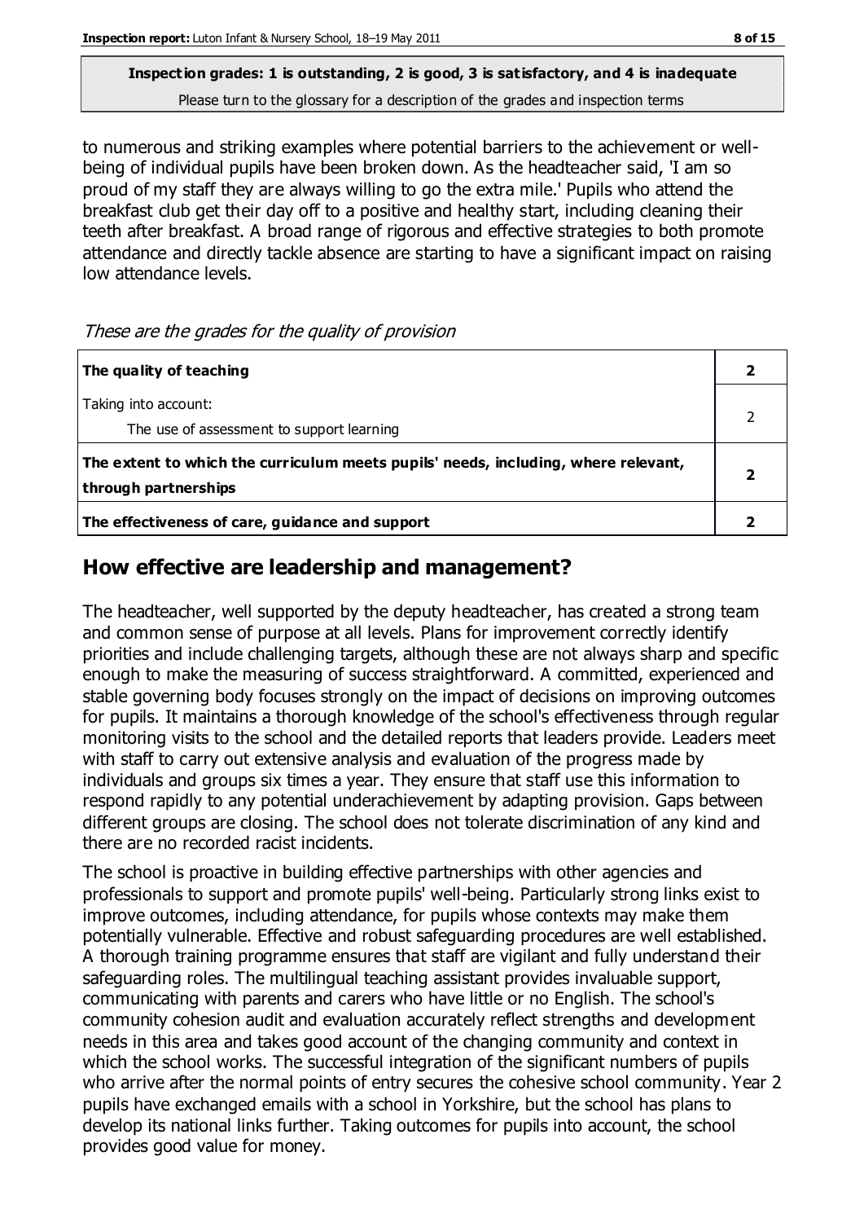**Inspection grades: 1 is outstanding, 2 is good, 3 is satisfactory, and 4 is inadequate**
Please turn to the glossary for a description of the grades and inspection terms

to numerous and striking examples where potential barriers to the achievement or well-being of individual pupils have been broken down. As the headteacher said, 'I am so proud of my staff they are always willing to go the extra mile.' Pupils who attend the breakfast club get their day off to a positive and healthy start, including cleaning their teeth after breakfast. A broad range of rigorous and effective strategies to both promote attendance and directly tackle absence are starting to have a significant impact on raising low attendance levels.

*These are the grades for the quality of provision*

| | |
|---|---|
| **The quality of teaching** | **2** |
| Taking into account:<br>The use of assessment to support learning | 2 |
| **The extent to which the curriculum meets pupils' needs, including, where relevant, through partnerships** | **2** |
| **The effectiveness of care, guidance and support** | **2** |

## How effective are leadership and management?

The headteacher, well supported by the deputy headteacher, has created a strong team and common sense of purpose at all levels. Plans for improvement correctly identify priorities and include challenging targets, although these are not always sharp and specific enough to make the measuring of success straightforward. A committed, experienced and stable governing body focuses strongly on the impact of decisions on improving outcomes for pupils. It maintains a thorough knowledge of the school's effectiveness through regular monitoring visits to the school and the detailed reports that leaders provide. Leaders meet with staff to carry out extensive analysis and evaluation of the progress made by individuals and groups six times a year. They ensure that staff use this information to respond rapidly to any potential underachievement by adapting provision. Gaps between different groups are closing. The school does not tolerate discrimination of any kind and there are no recorded racist incidents.

The school is proactive in building effective partnerships with other agencies and professionals to support and promote pupils' well-being. Particularly strong links exist to improve outcomes, including attendance, for pupils whose contexts may make them potentially vulnerable. Effective and robust safeguarding procedures are well established. A thorough training programme ensures that staff are vigilant and fully understand their safeguarding roles. The multilingual teaching assistant provides invaluable support, communicating with parents and carers who have little or no English. The school's community cohesion audit and evaluation accurately reflect strengths and development needs in this area and takes good account of the changing community and context in which the school works. The successful integration of the significant numbers of pupils who arrive after the normal points of entry secures the cohesive school community. Year 2 pupils have exchanged emails with a school in Yorkshire, but the school has plans to develop its national links further. Taking outcomes for pupils into account, the school provides good value for money.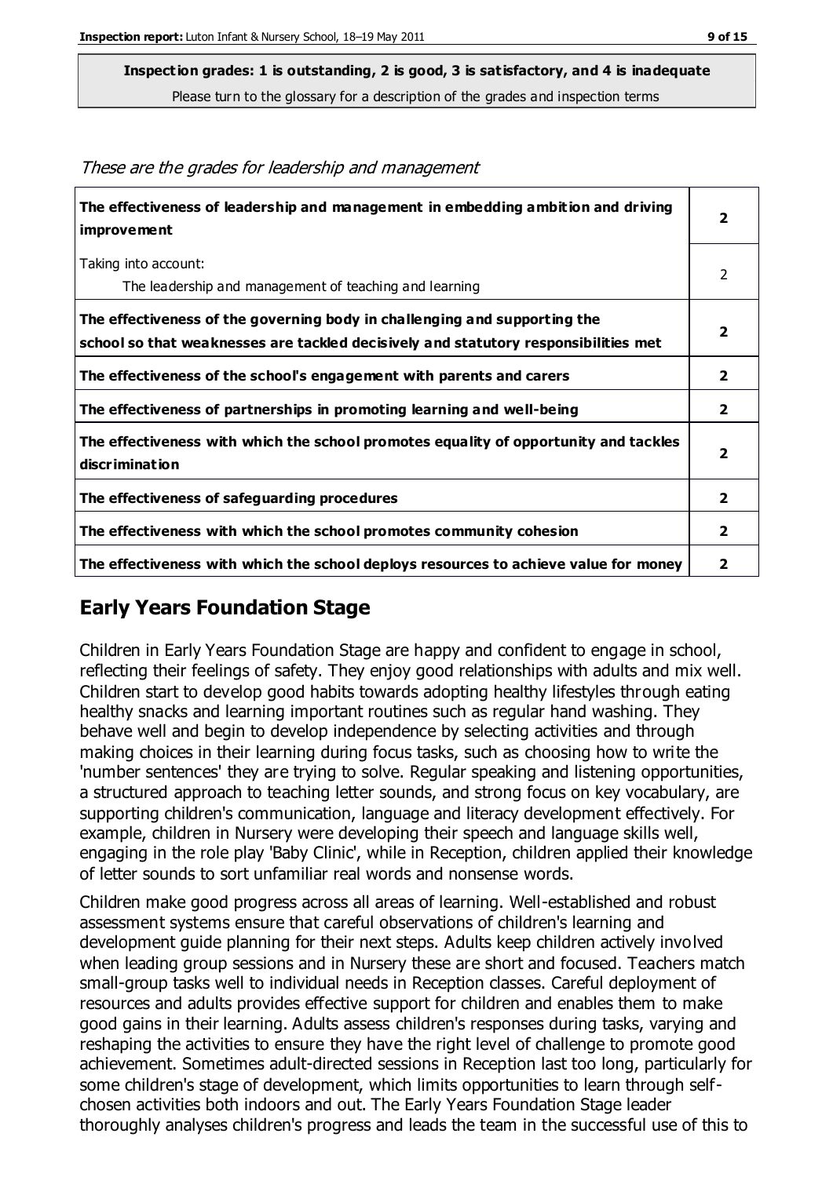**Inspection grades: 1 is outstanding, 2 is good, 3 is satisfactory, and 4 is inadequate**
Please turn to the glossary for a description of the grades and inspection terms

*These are the grades for leadership and management*

| | |
|---|---|
| **The effectiveness of leadership and management in embedding ambition and driving improvement** | **2** |
| Taking into account:<br>The leadership and management of teaching and learning | 2 |
| **The effectiveness of the governing body in challenging and supporting the school so that weaknesses are tackled decisively and statutory responsibilities met** | **2** |
| **The effectiveness of the school's engagement with parents and carers** | **2** |
| **The effectiveness of partnerships in promoting learning and well-being** | **2** |
| **The effectiveness with which the school promotes equality of opportunity and tackles discrimination** | **2** |
| **The effectiveness of safeguarding procedures** | **2** |
| **The effectiveness with which the school promotes community cohesion** | **2** |
| **The effectiveness with which the school deploys resources to achieve value for money** | **2** |

## Early Years Foundation Stage

Children in Early Years Foundation Stage are happy and confident to engage in school, reflecting their feelings of safety. They enjoy good relationships with adults and mix well. Children start to develop good habits towards adopting healthy lifestyles through eating healthy snacks and learning important routines such as regular hand washing. They behave well and begin to develop independence by selecting activities and through making choices in their learning during focus tasks, such as choosing how to write the 'number sentences' they are trying to solve. Regular speaking and listening opportunities, a structured approach to teaching letter sounds, and strong focus on key vocabulary, are supporting children's communication, language and literacy development effectively. For example, children in Nursery were developing their speech and language skills well, engaging in the role play 'Baby Clinic', while in Reception, children applied their knowledge of letter sounds to sort unfamiliar real words and nonsense words.

Children make good progress across all areas of learning. Well-established and robust assessment systems ensure that careful observations of children's learning and development guide planning for their next steps. Adults keep children actively involved when leading group sessions and in Nursery these are short and focused. Teachers match small-group tasks well to individual needs in Reception classes. Careful deployment of resources and adults provides effective support for children and enables them to make good gains in their learning. Adults assess children's responses during tasks, varying and reshaping the activities to ensure they have the right level of challenge to promote good achievement. Sometimes adult-directed sessions in Reception last too long, particularly for some children's stage of development, which limits opportunities to learn through self-chosen activities both indoors and out. The Early Years Foundation Stage leader thoroughly analyses children's progress and leads the team in the successful use of this to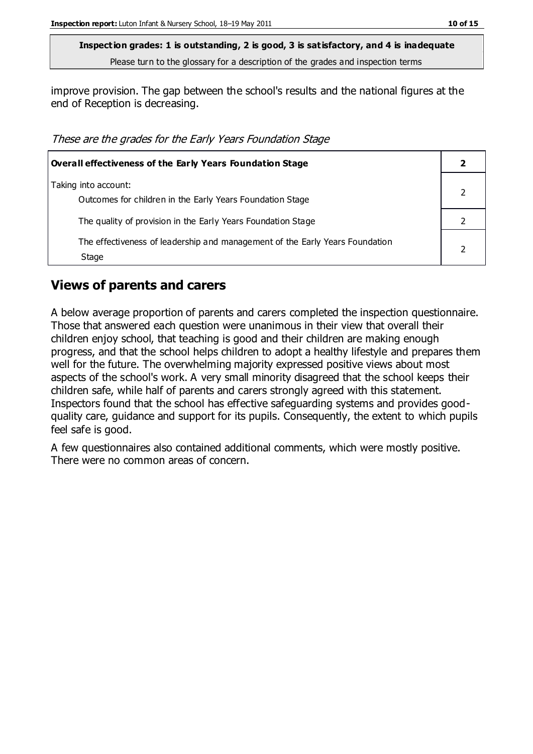**Inspection grades: 1 is outstanding, 2 is good, 3 is satisfactory, and 4 is inadequate**
Please turn to the glossary for a description of the grades and inspection terms

improve provision. The gap between the school's results and the national figures at the end of Reception is decreasing.

*These are the grades for the Early Years Foundation Stage*

| **Overall effectiveness of the Early Years Foundation Stage** | **2** |
|---|---|
| Taking into account:<br>Outcomes for children in the Early Years Foundation Stage | 2 |
| The quality of provision in the Early Years Foundation Stage | 2 |
| The effectiveness of leadership and management of the Early Years Foundation Stage | 2 |

## Views of parents and carers

A below average proportion of parents and carers completed the inspection questionnaire. Those that answered each question were unanimous in their view that overall their children enjoy school, that teaching is good and their children are making enough progress, and that the school helps children to adopt a healthy lifestyle and prepares them well for the future. The overwhelming majority expressed positive views about most aspects of the school's work. A very small minority disagreed that the school keeps their children safe, while half of parents and carers strongly agreed with this statement. Inspectors found that the school has effective safeguarding systems and provides good-quality care, guidance and support for its pupils. Consequently, the extent to which pupils feel safe is good.

A few questionnaires also contained additional comments, which were mostly positive. There were no common areas of concern.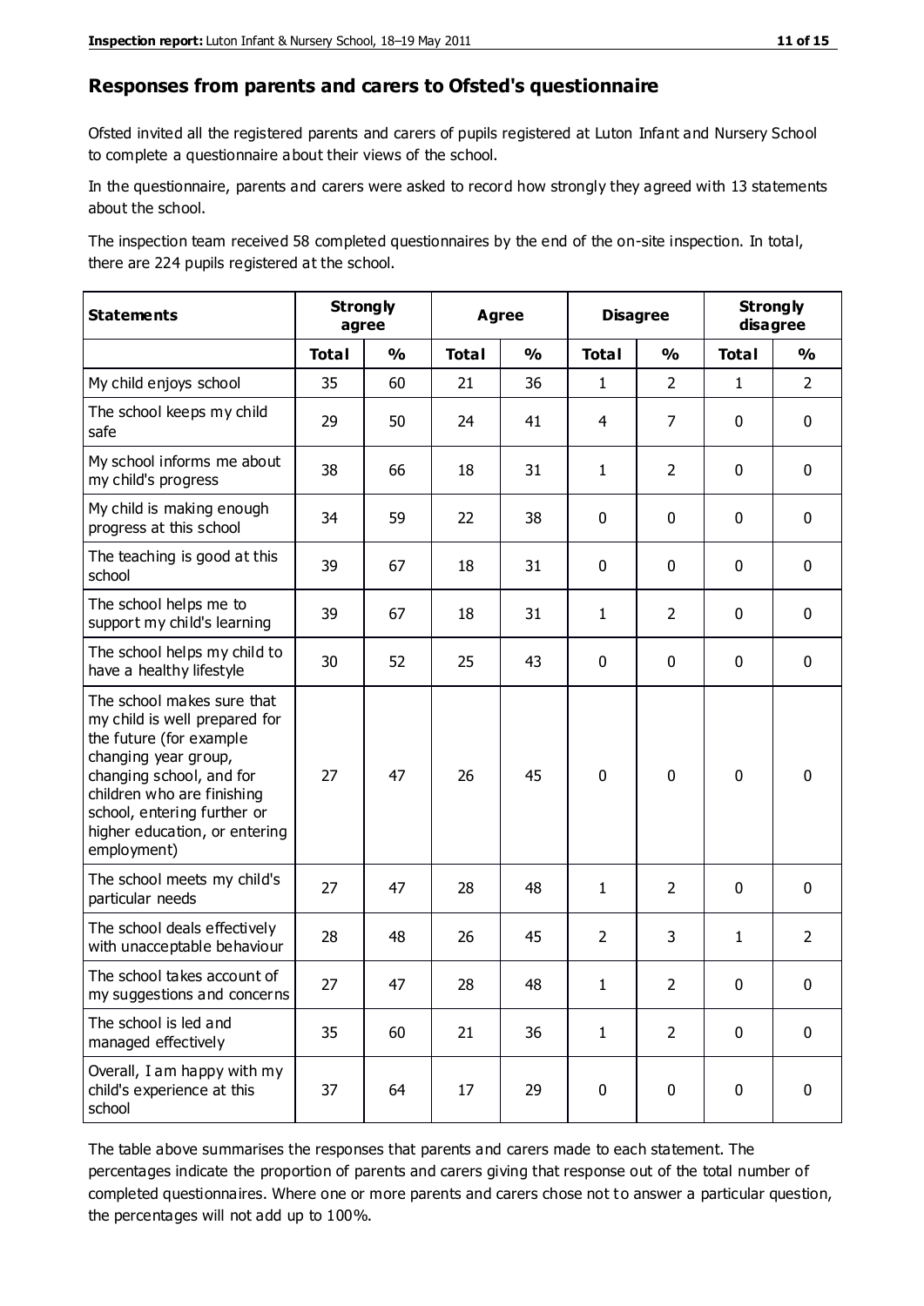## Responses from parents and carers to Ofsted's questionnaire

Ofsted invited all the registered parents and carers of pupils registered at Luton Infant and Nursery School to complete a questionnaire about their views of the school.

In the questionnaire, parents and carers were asked to record how strongly they agreed with 13 statements about the school.

The inspection team received 58 completed questionnaires by the end of the on-site inspection. In total, there are 224 pupils registered at the school.

| Statements | Strongly agree | | Agree | | Disagree | | Strongly disagree | |
|---|---|---|---|---|---|---|---|---|
| | Total | % | Total | % | Total | % | Total | % |
| My child enjoys school | 35 | 60 | 21 | 36 | 1 | 2 | 1 | 2 |
| The school keeps my child safe | 29 | 50 | 24 | 41 | 4 | 7 | 0 | 0 |
| My school informs me about my child's progress | 38 | 66 | 18 | 31 | 1 | 2 | 0 | 0 |
| My child is making enough progress at this school | 34 | 59 | 22 | 38 | 0 | 0 | 0 | 0 |
| The teaching is good at this school | 39 | 67 | 18 | 31 | 0 | 0 | 0 | 0 |
| The school helps me to support my child's learning | 39 | 67 | 18 | 31 | 1 | 2 | 0 | 0 |
| The school helps my child to have a healthy lifestyle | 30 | 52 | 25 | 43 | 0 | 0 | 0 | 0 |
| The school makes sure that my child is well prepared for the future (for example changing year group, changing school, and for children who are finishing school, entering further or higher education, or entering employment) | 27 | 47 | 26 | 45 | 0 | 0 | 0 | 0 |
| The school meets my child's particular needs | 27 | 47 | 28 | 48 | 1 | 2 | 0 | 0 |
| The school deals effectively with unacceptable behaviour | 28 | 48 | 26 | 45 | 2 | 3 | 1 | 2 |
| The school takes account of my suggestions and concerns | 27 | 47 | 28 | 48 | 1 | 2 | 0 | 0 |
| The school is led and managed effectively | 35 | 60 | 21 | 36 | 1 | 2 | 0 | 0 |
| Overall, I am happy with my child's experience at this school | 37 | 64 | 17 | 29 | 0 | 0 | 0 | 0 |

The table above summarises the responses that parents and carers made to each statement. The percentages indicate the proportion of parents and carers giving that response out of the total number of completed questionnaires. Where one or more parents and carers chose not to answer a particular question, the percentages will not add up to 100%.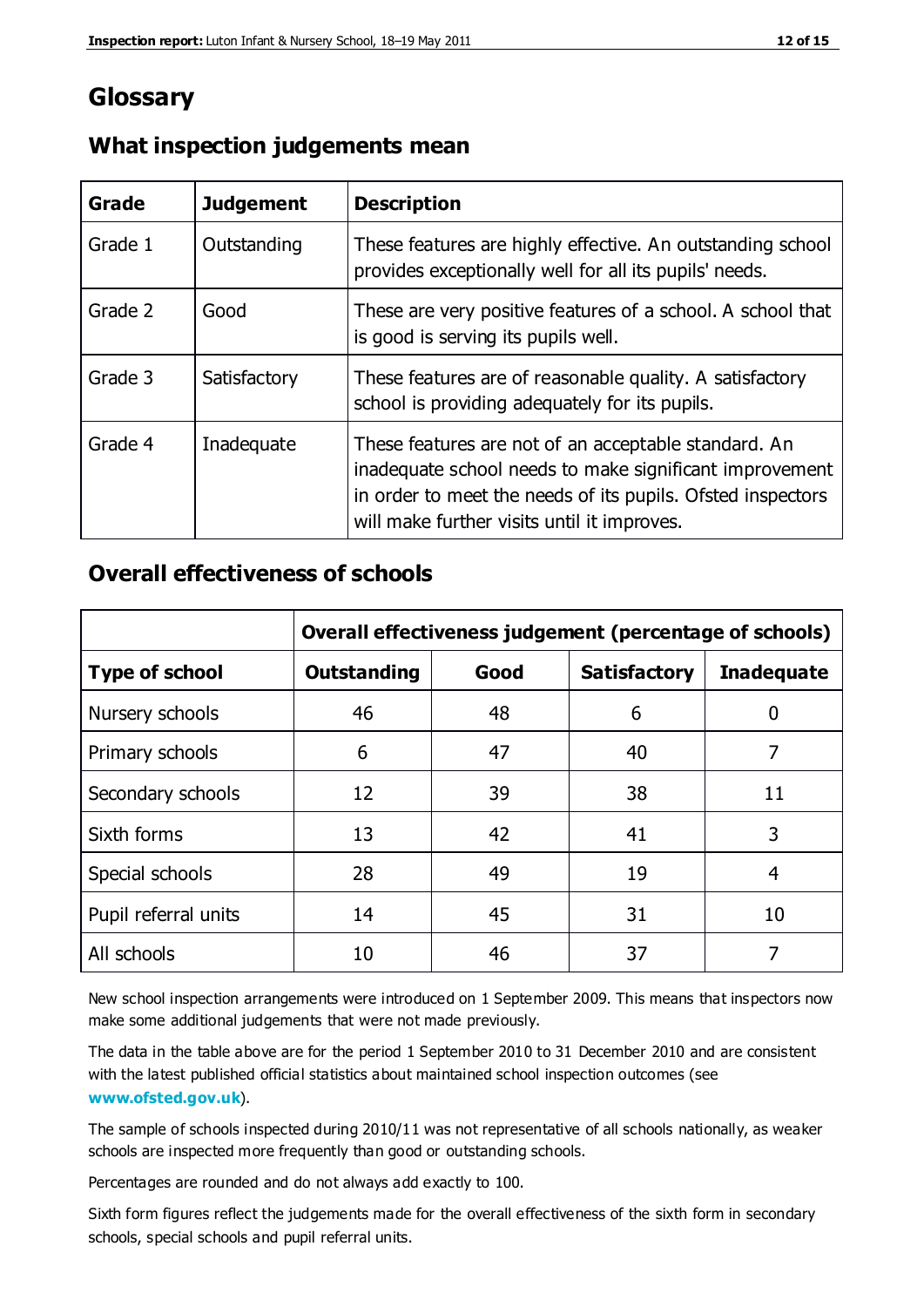# Glossary

## What inspection judgements mean

| Grade | Judgement | Description |
|---|---|---|
| Grade 1 | Outstanding | These features are highly effective. An outstanding school provides exceptionally well for all its pupils' needs. |
| Grade 2 | Good | These are very positive features of a school. A school that is good is serving its pupils well. |
| Grade 3 | Satisfactory | These features are of reasonable quality. A satisfactory school is providing adequately for its pupils. |
| Grade 4 | Inadequate | These features are not of an acceptable standard. An inadequate school needs to make significant improvement in order to meet the needs of its pupils. Ofsted inspectors will make further visits until it improves. |

## Overall effectiveness of schools

| | Overall effectiveness judgement (percentage of schools) | | | |
|---|---|---|---|---|
| **Type of school** | **Outstanding** | **Good** | **Satisfactory** | **Inadequate** |
| Nursery schools | 46 | 48 | 6 | 0 |
| Primary schools | 6 | 47 | 40 | 7 |
| Secondary schools | 12 | 39 | 38 | 11 |
| Sixth forms | 13 | 42 | 41 | 3 |
| Special schools | 28 | 49 | 19 | 4 |
| Pupil referral units | 14 | 45 | 31 | 10 |
| All schools | 10 | 46 | 37 | 7 |

New school inspection arrangements were introduced on 1 September 2009. This means that inspectors now make some additional judgements that were not made previously.

The data in the table above are for the period 1 September 2010 to 31 December 2010 and are consistent with the latest published official statistics about maintained school inspection outcomes (see **www.ofsted.gov.uk**).

The sample of schools inspected during 2010/11 was not representative of all schools nationally, as weaker schools are inspected more frequently than good or outstanding schools.

Percentages are rounded and do not always add exactly to 100.

Sixth form figures reflect the judgements made for the overall effectiveness of the sixth form in secondary schools, special schools and pupil referral units.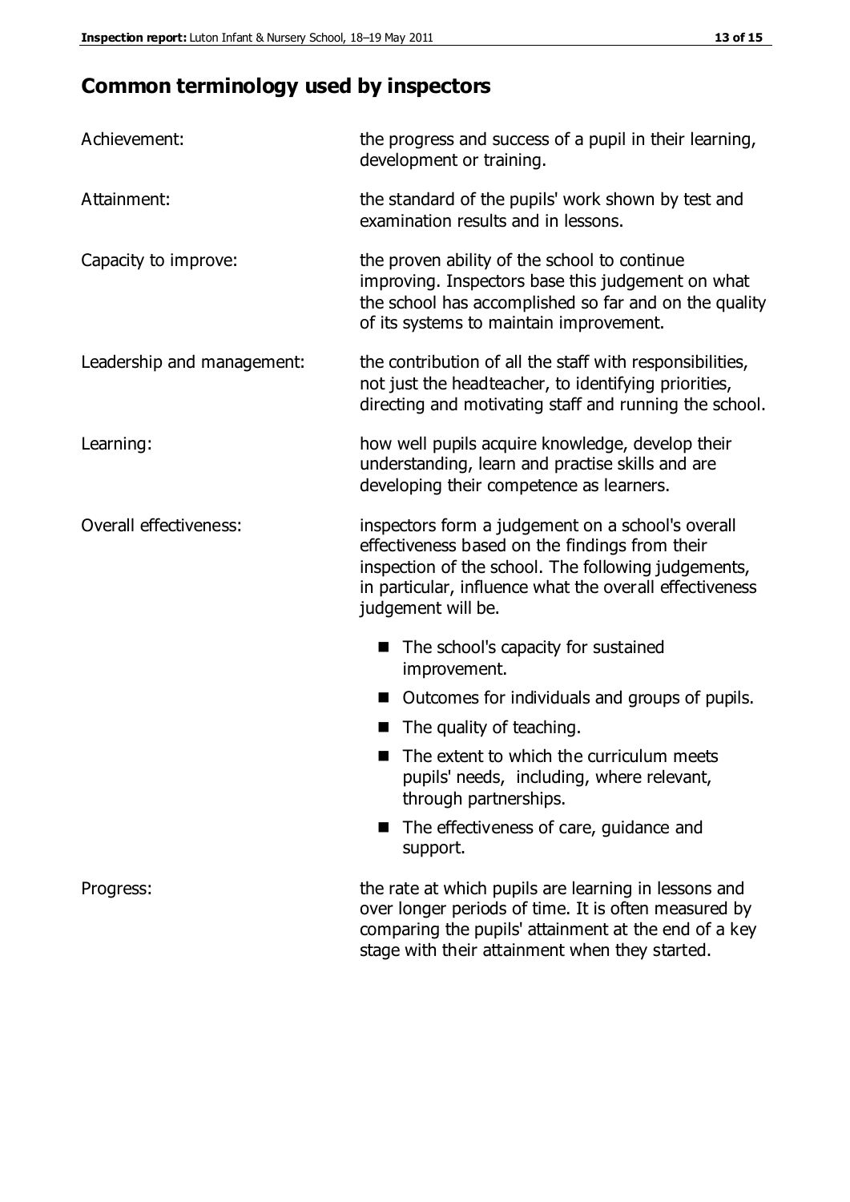## Common terminology used by inspectors

**Achievement:** the progress and success of a pupil in their learning, development or training.

**Attainment:** the standard of the pupils' work shown by test and examination results and in lessons.

**Capacity to improve:** the proven ability of the school to continue improving. Inspectors base this judgement on what the school has accomplished so far and on the quality of its systems to maintain improvement.

**Leadership and management:** the contribution of all the staff with responsibilities, not just the headteacher, to identifying priorities, directing and motivating staff and running the school.

**Learning:** how well pupils acquire knowledge, develop their understanding, learn and practise skills and are developing their competence as learners.

**Overall effectiveness:** inspectors form a judgement on a school's overall effectiveness based on the findings from their inspection of the school. The following judgements, in particular, influence what the overall effectiveness judgement will be.

- The school's capacity for sustained improvement.
- Outcomes for individuals and groups of pupils.
- The quality of teaching.
- The extent to which the curriculum meets pupils' needs, including, where relevant, through partnerships.
- The effectiveness of care, guidance and support.

**Progress:** the rate at which pupils are learning in lessons and over longer periods of time. It is often measured by comparing the pupils' attainment at the end of a key stage with their attainment when they started.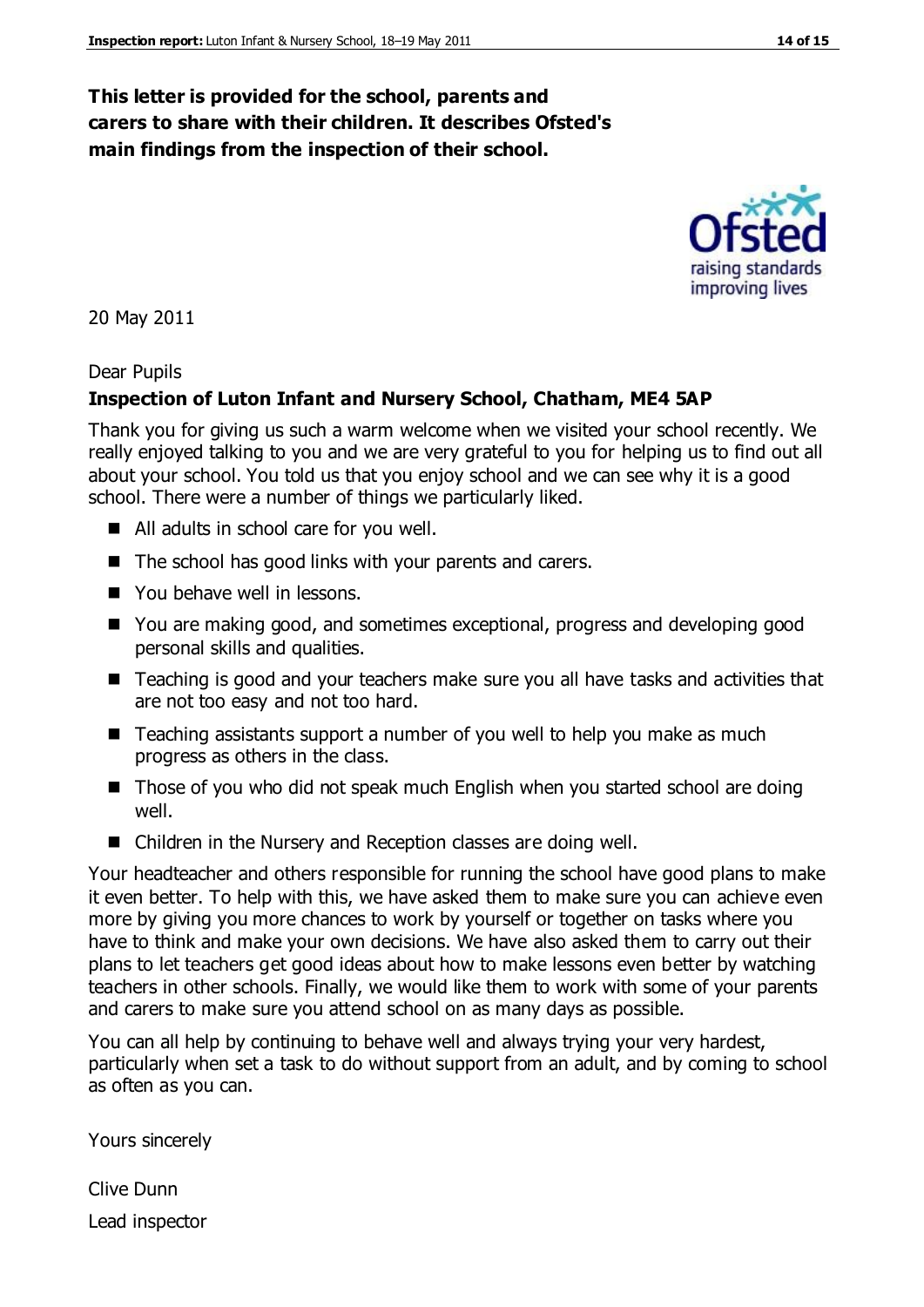**This letter is provided for the school, parents and carers to share with their children. It describes Ofsted's main findings from the inspection of their school.**

20 May 2011

Dear Pupils

**Inspection of Luton Infant and Nursery School, Chatham, ME4 5AP**

Thank you for giving us such a warm welcome when we visited your school recently. We really enjoyed talking to you and we are very grateful to you for helping us to find out all about your school. You told us that you enjoy school and we can see why it is a good school. There were a number of things we particularly liked.

- All adults in school care for you well.
- The school has good links with your parents and carers.
- You behave well in lessons.
- You are making good, and sometimes exceptional, progress and developing good personal skills and qualities.
- Teaching is good and your teachers make sure you all have tasks and activities that are not too easy and not too hard.
- Teaching assistants support a number of you well to help you make as much progress as others in the class.
- Those of you who did not speak much English when you started school are doing well.
- Children in the Nursery and Reception classes are doing well.

Your headteacher and others responsible for running the school have good plans to make it even better. To help with this, we have asked them to make sure you can achieve even more by giving you more chances to work by yourself or together on tasks where you have to think and make your own decisions. We have also asked them to carry out their plans to let teachers get good ideas about how to make lessons even better by watching teachers in other schools. Finally, we would like them to work with some of your parents and carers to make sure you attend school on as many days as possible.

You can all help by continuing to behave well and always trying your very hardest, particularly when set a task to do without support from an adult, and by coming to school as often as you can.

Yours sincerely

Clive Dunn

Lead inspector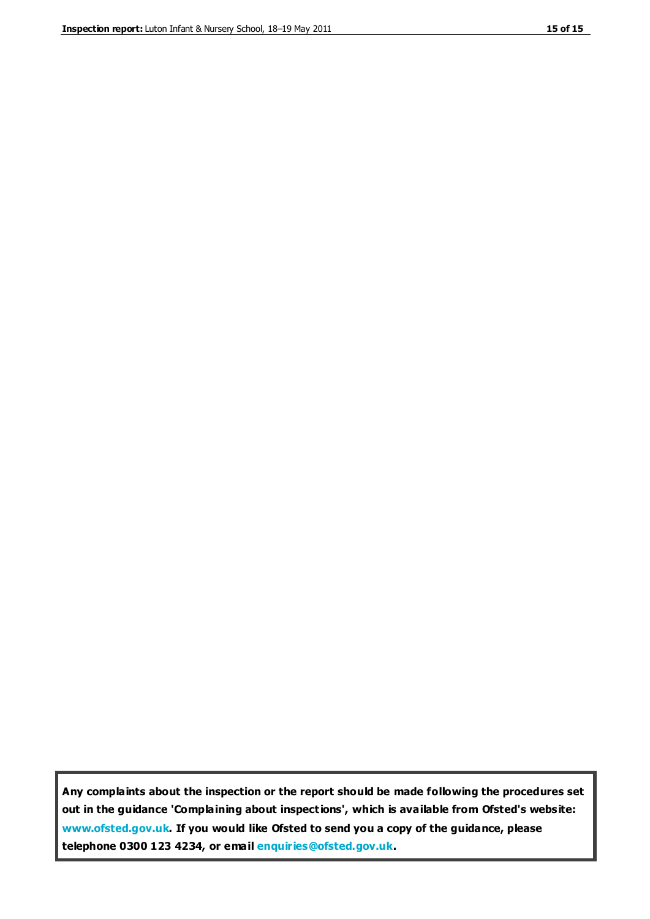**Any complaints about the inspection or the report should be made following the procedures set out in the guidance 'Complaining about inspections', which is available from Ofsted's website: www.ofsted.gov.uk. If you would like Ofsted to send you a copy of the guidance, please telephone 0300 123 4234, or email enquiries@ofsted.gov.uk.**